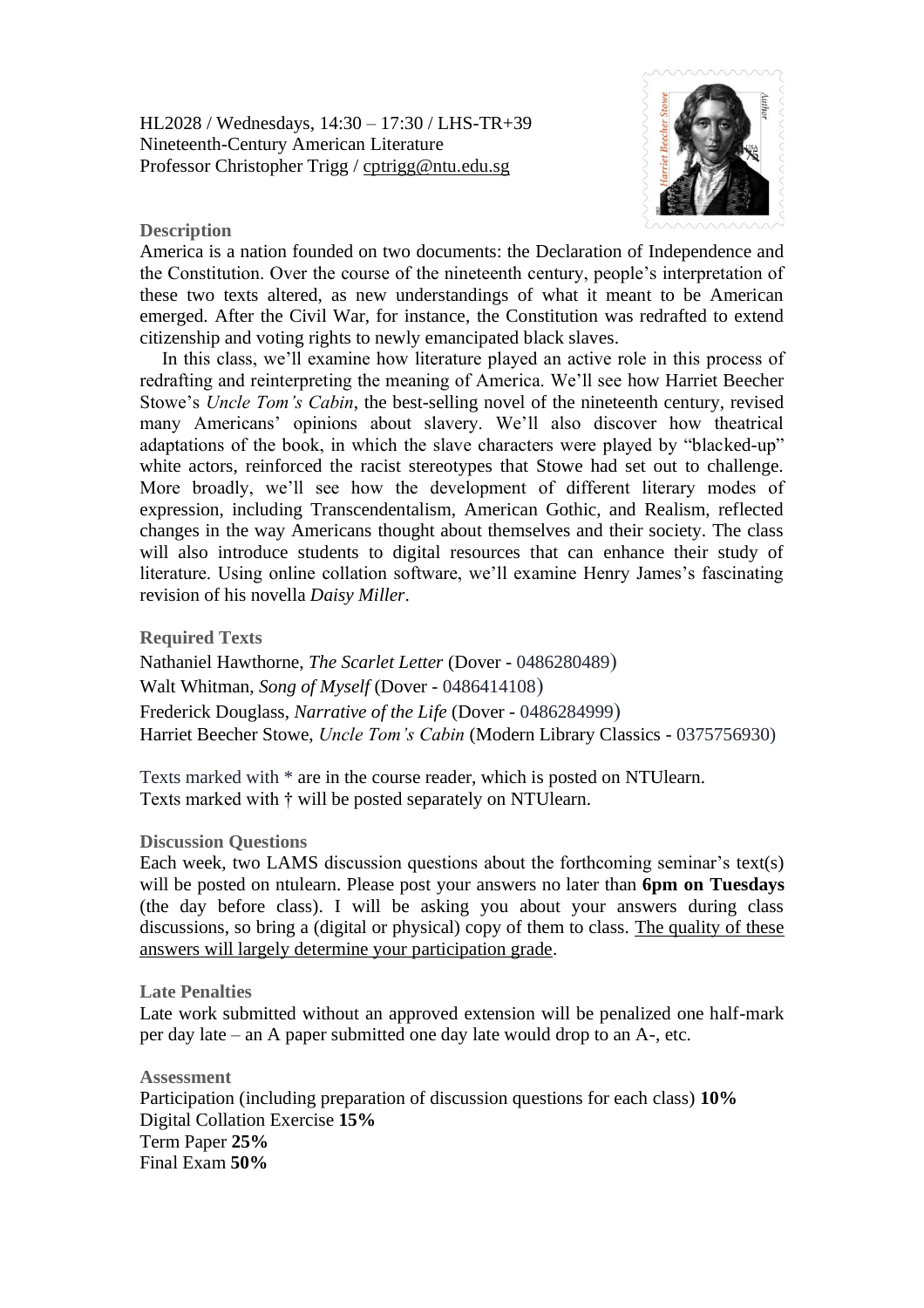HL2028 / Wednesdays, 14:30 – 17:30 / LHS-TR+39
Nineteenth-Century American Literature
Professor Christopher Trigg / cptrigg@ntu.edu.sg

### Description

America is a nation founded on two documents: the Declaration of Independence and the Constitution. Over the course of the nineteenth century, people's interpretation of these two texts altered, as new understandings of what it meant to be American emerged. After the Civil War, for instance, the Constitution was redrafted to extend citizenship and voting rights to newly emancipated black slaves.

In this class, we'll examine how literature played an active role in this process of redrafting and reinterpreting the meaning of America. We'll see how Harriet Beecher Stowe's *Uncle Tom's Cabin*, the best-selling novel of the nineteenth century, revised many Americans' opinions about slavery. We'll also discover how theatrical adaptations of the book, in which the slave characters were played by "blacked-up" white actors, reinforced the racist stereotypes that Stowe had set out to challenge. More broadly, we'll see how the development of different literary modes of expression, including Transcendentalism, American Gothic, and Realism, reflected changes in the way Americans thought about themselves and their society. The class will also introduce students to digital resources that can enhance their study of literature. Using online collation software, we'll examine Henry James's fascinating revision of his novella *Daisy Miller*.

### Required Texts

Nathaniel Hawthorne, *The Scarlet Letter* (Dover - 0486280489)
Walt Whitman, *Song of Myself* (Dover - 0486414108)
Frederick Douglass, *Narrative of the Life* (Dover - 0486284999)
Harriet Beecher Stowe, *Uncle Tom's Cabin* (Modern Library Classics - 0375756930)

Texts marked with * are in the course reader, which is posted on NTUlearn.
Texts marked with † will be posted separately on NTUlearn.

### Discussion Questions

Each week, two LAMS discussion questions about the forthcoming seminar's text(s) will be posted on ntulearn. Please post your answers no later than **6pm on Tuesdays** (the day before class). I will be asking you about your answers during class discussions, so bring a (digital or physical) copy of them to class. The quality of these answers will largely determine your participation grade.

### Late Penalties

Late work submitted without an approved extension will be penalized one half-mark per day late – an A paper submitted one day late would drop to an A-, etc.

### Assessment

Participation (including preparation of discussion questions for each class) **10%**
Digital Collation Exercise **15%**
Term Paper **25%**
Final Exam **50%**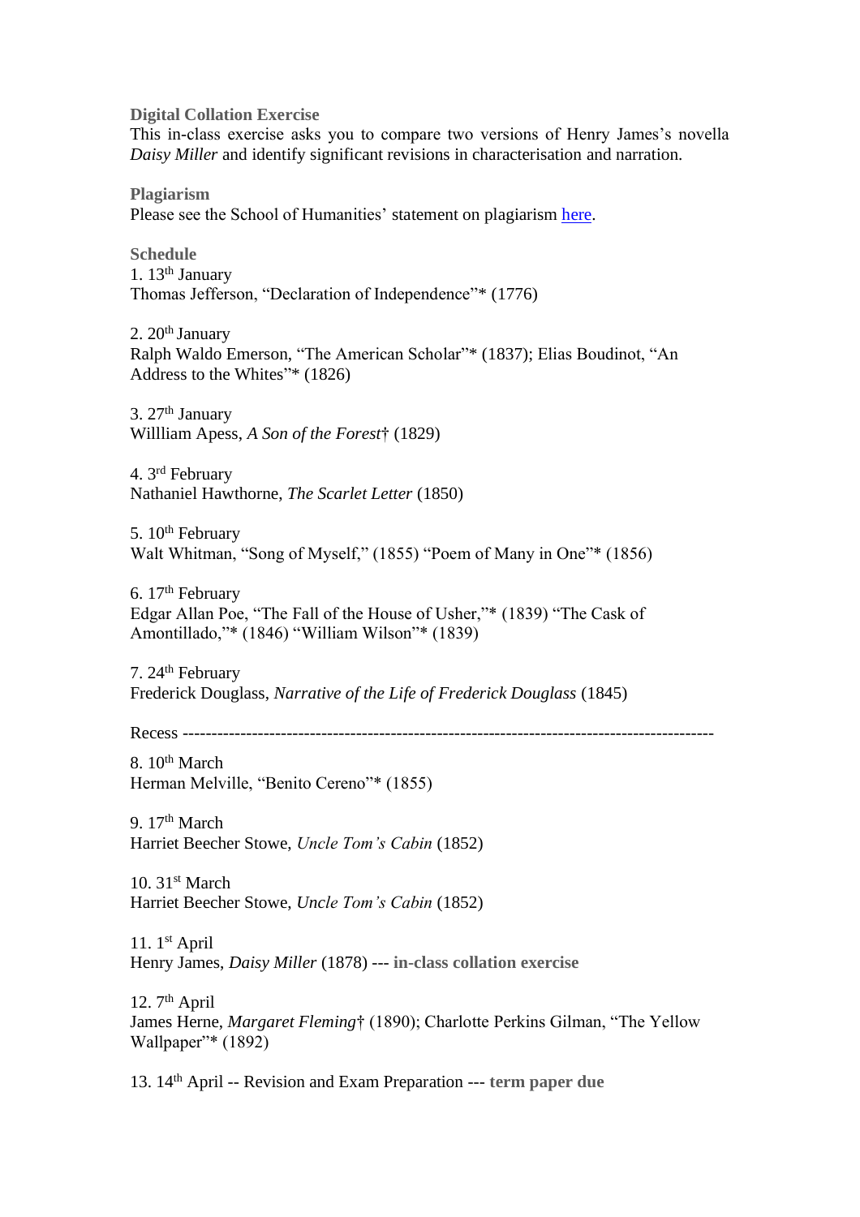### Digital Collation Exercise

This in-class exercise asks you to compare two versions of Henry James's novella *Daisy Miller* and identify significant revisions in characterisation and narration.

### Plagiarism

Please see the School of Humanities' statement on plagiarism [here](#).

### Schedule

1. 13th January
Thomas Jefferson, "Declaration of Independence"* (1776)

2. 20th January
Ralph Waldo Emerson, "The American Scholar"* (1837); Elias Boudinot, "An Address to the Whites"* (1826)

3. 27th January
Willliam Apess, *A Son of the Forest*† (1829)

4. 3rd February
Nathaniel Hawthorne, *The Scarlet Letter* (1850)

5. 10th February
Walt Whitman, "Song of Myself," (1855) "Poem of Many in One"* (1856)

6. 17th February
Edgar Allan Poe, "The Fall of the House of Usher,"* (1839) "The Cask of Amontillado,"* (1846) "William Wilson"* (1839)

7. 24th February
Frederick Douglass, *Narrative of the Life of Frederick Douglass* (1845)

Recess -------------------------------------------------------------------------------------------

8. 10th March
Herman Melville, "Benito Cereno"* (1855)

9. 17th March
Harriet Beecher Stowe, *Uncle Tom's Cabin* (1852)

10. 31st March
Harriet Beecher Stowe, *Uncle Tom's Cabin* (1852)

11. 1st April
Henry James, *Daisy Miller* (1878) --- **in-class collation exercise**

12. 7th April
James Herne, *Margaret Fleming*† (1890); Charlotte Perkins Gilman, "The Yellow Wallpaper"* (1892)

13. 14th April -- Revision and Exam Preparation --- **term paper due**